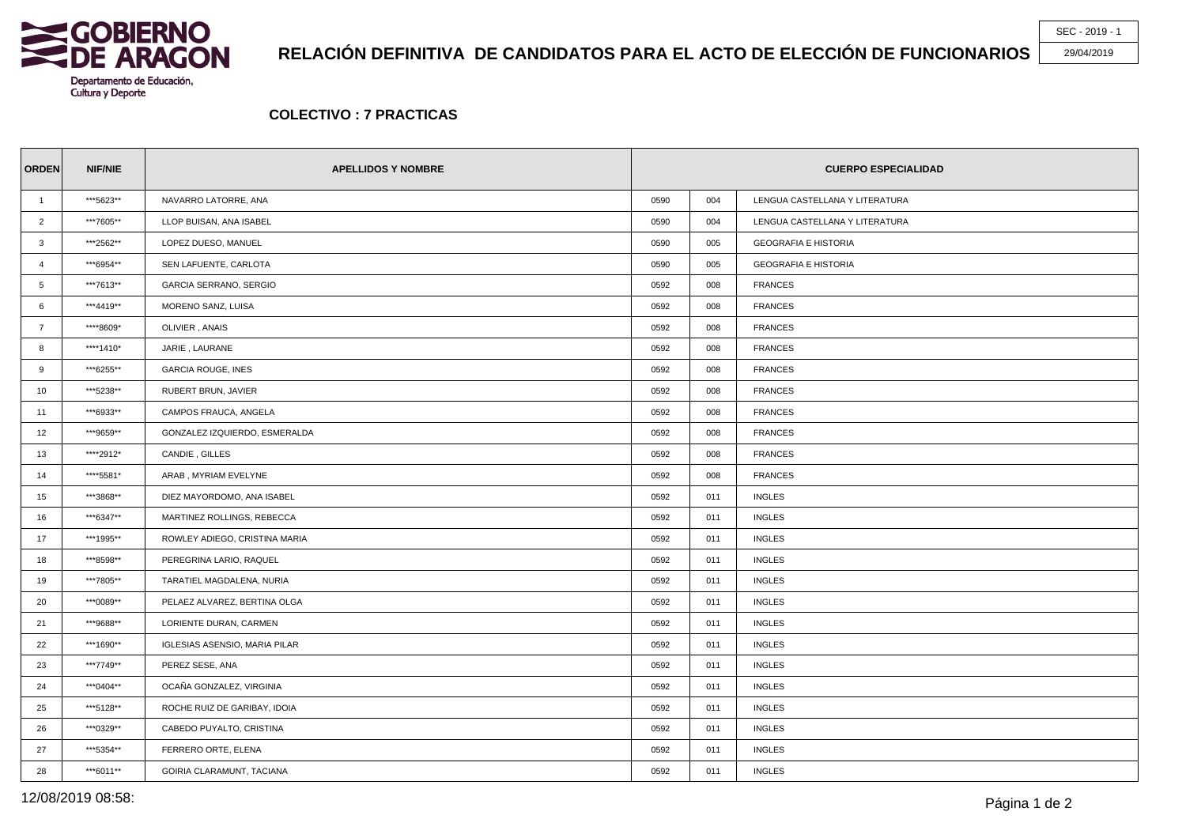GOBIERNO DE ARAGON

Departamento de Educación, Cultura y Deporte

SEC - 2019 - 1

29/04/2019

# RELACIÓN DEFINITIVA DE CANDIDATOS PARA EL ACTO DE ELECCIÓN DE FUNCIONARIOS

## COLECTIVO : 7 PRACTICAS

| ORDEN | NIF/NIE | APELLIDOS Y NOMBRE | CUERPO ESPECIALIDAD | | |
|---|---|---|---|---|---|
| 1 | ***5623** | NAVARRO LATORRE, ANA | 0590 | 004 | LENGUA CASTELLANA Y LITERATURA |
| 2 | ***7605** | LLOP BUISAN, ANA ISABEL | 0590 | 004 | LENGUA CASTELLANA Y LITERATURA |
| 3 | ***2562** | LOPEZ DUESO, MANUEL | 0590 | 005 | GEOGRAFIA E HISTORIA |
| 4 | ***6954** | SEN LAFUENTE, CARLOTA | 0590 | 005 | GEOGRAFIA E HISTORIA |
| 5 | ***7613** | GARCIA SERRANO, SERGIO | 0592 | 008 | FRANCES |
| 6 | ***4419** | MORENO SANZ, LUISA | 0592 | 008 | FRANCES |
| 7 | ****8609* | OLIVIER , ANAIS | 0592 | 008 | FRANCES |
| 8 | ****1410* | JARIE , LAURANE | 0592 | 008 | FRANCES |
| 9 | ***6255** | GARCIA ROUGE, INES | 0592 | 008 | FRANCES |
| 10 | ***5238** | RUBERT BRUN, JAVIER | 0592 | 008 | FRANCES |
| 11 | ***6933** | CAMPOS FRAUCA, ANGELA | 0592 | 008 | FRANCES |
| 12 | ***9659** | GONZALEZ IZQUIERDO, ESMERALDA | 0592 | 008 | FRANCES |
| 13 | ****2912* | CANDIE , GILLES | 0592 | 008 | FRANCES |
| 14 | ****5581* | ARAB , MYRIAM EVELYNE | 0592 | 008 | FRANCES |
| 15 | ***3868** | DIEZ MAYORDOMO, ANA ISABEL | 0592 | 011 | INGLES |
| 16 | ***6347** | MARTINEZ ROLLINGS, REBECCA | 0592 | 011 | INGLES |
| 17 | ***1995** | ROWLEY ADIEGO, CRISTINA MARIA | 0592 | 011 | INGLES |
| 18 | ***8598** | PEREGRINA LARIO, RAQUEL | 0592 | 011 | INGLES |
| 19 | ***7805** | TARATIEL MAGDALENA, NURIA | 0592 | 011 | INGLES |
| 20 | ***0089** | PELAEZ ALVAREZ, BERTINA OLGA | 0592 | 011 | INGLES |
| 21 | ***9688** | LORIENTE DURAN, CARMEN | 0592 | 011 | INGLES |
| 22 | ***1690** | IGLESIAS ASENSIO, MARIA PILAR | 0592 | 011 | INGLES |
| 23 | ***7749** | PEREZ SESE, ANA | 0592 | 011 | INGLES |
| 24 | ***0404** | OCAÑA GONZALEZ, VIRGINIA | 0592 | 011 | INGLES |
| 25 | ***5128** | ROCHE RUIZ DE GARIBAY, IDOIA | 0592 | 011 | INGLES |
| 26 | ***0329** | CABEDO PUYALTO, CRISTINA | 0592 | 011 | INGLES |
| 27 | ***5354** | FERRERO ORTE, ELENA | 0592 | 011 | INGLES |
| 28 | ***6011** | GOIRIA CLARAMUNT, TACIANA | 0592 | 011 | INGLES |

12/08/2019 08:58: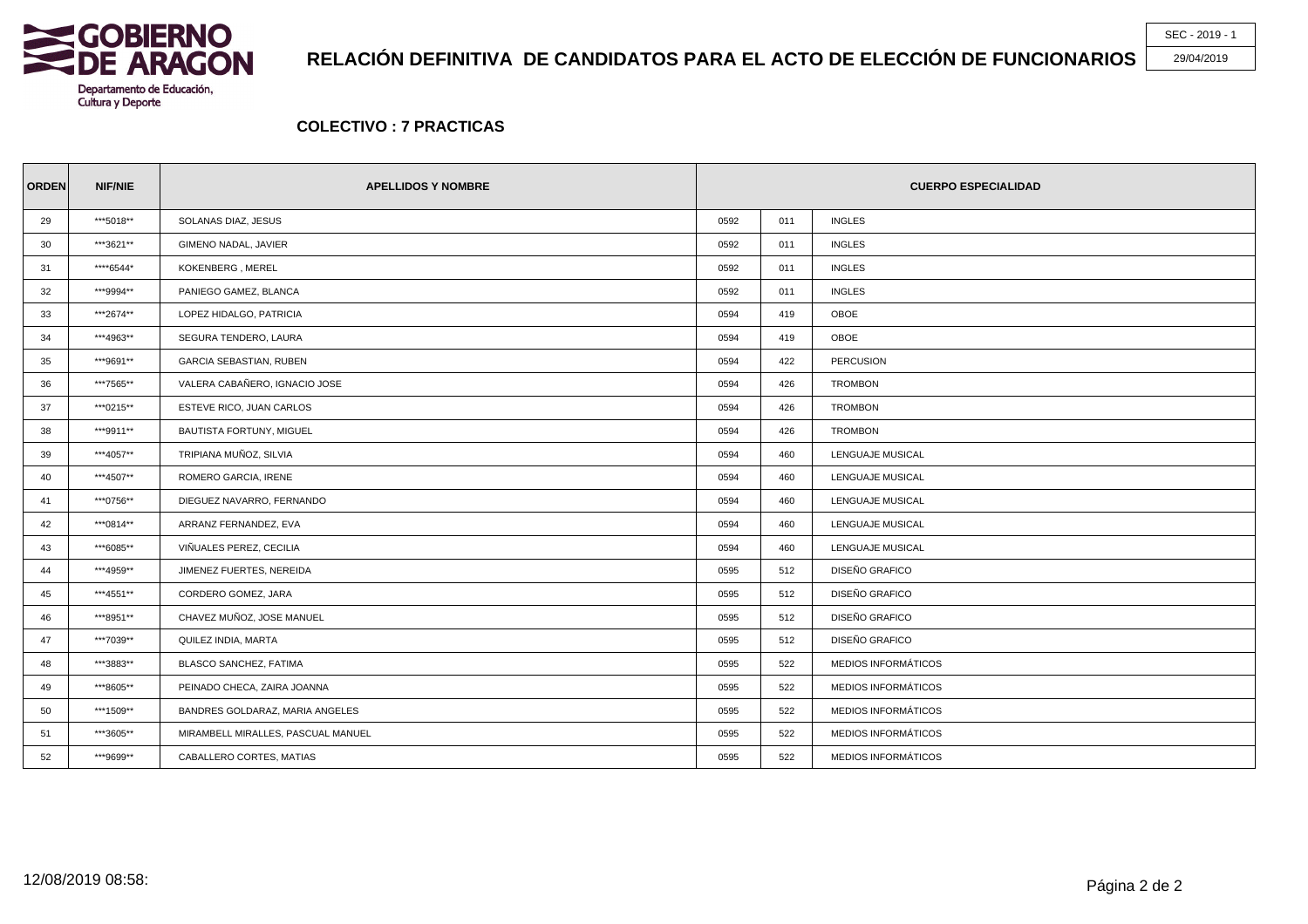GOBIERNO DE ARAGON
Departamento de Educación, Cultura y Deporte

# RELACIÓN DEFINITIVA DE CANDIDATOS PARA EL ACTO DE ELECCIÓN DE FUNCIONARIOS

SEC - 2019 - 1
29/04/2019

## COLECTIVO : 7 PRACTICAS

| ORDEN | NIF/NIE | APELLIDOS Y NOMBRE | CUERPO ESPECIALIDAD | | |
|---|---|---|---|---|---|
| 29 | ***5018** | SOLANAS DIAZ, JESUS | 0592 | 011 | INGLES |
| 30 | ***3621** | GIMENO NADAL, JAVIER | 0592 | 011 | INGLES |
| 31 | ****6544* | KOKENBERG , MEREL | 0592 | 011 | INGLES |
| 32 | ***9994** | PANIEGO GAMEZ, BLANCA | 0592 | 011 | INGLES |
| 33 | ***2674** | LOPEZ HIDALGO, PATRICIA | 0594 | 419 | OBOE |
| 34 | ***4963** | SEGURA TENDERO, LAURA | 0594 | 419 | OBOE |
| 35 | ***9691** | GARCIA SEBASTIAN, RUBEN | 0594 | 422 | PERCUSION |
| 36 | ***7565** | VALERA CABAÑERO, IGNACIO JOSE | 0594 | 426 | TROMBON |
| 37 | ***0215** | ESTEVE RICO, JUAN CARLOS | 0594 | 426 | TROMBON |
| 38 | ***9911** | BAUTISTA FORTUNY, MIGUEL | 0594 | 426 | TROMBON |
| 39 | ***4057** | TRIPIANA MUÑOZ, SILVIA | 0594 | 460 | LENGUAJE MUSICAL |
| 40 | ***4507** | ROMERO GARCIA, IRENE | 0594 | 460 | LENGUAJE MUSICAL |
| 41 | ***0756** | DIEGUEZ NAVARRO, FERNANDO | 0594 | 460 | LENGUAJE MUSICAL |
| 42 | ***0814** | ARRANZ FERNANDEZ, EVA | 0594 | 460 | LENGUAJE MUSICAL |
| 43 | ***6085** | VIÑUALES PEREZ, CECILIA | 0594 | 460 | LENGUAJE MUSICAL |
| 44 | ***4959** | JIMENEZ FUERTES, NEREIDA | 0595 | 512 | DISEÑO GRAFICO |
| 45 | ***4551** | CORDERO GOMEZ, JARA | 0595 | 512 | DISEÑO GRAFICO |
| 46 | ***8951** | CHAVEZ MUÑOZ, JOSE MANUEL | 0595 | 512 | DISEÑO GRAFICO |
| 47 | ***7039** | QUILEZ INDIA, MARTA | 0595 | 512 | DISEÑO GRAFICO |
| 48 | ***3883** | BLASCO SANCHEZ, FATIMA | 0595 | 522 | MEDIOS INFORMÁTICOS |
| 49 | ***8605** | PEINADO CHECA, ZAIRA JOANNA | 0595 | 522 | MEDIOS INFORMÁTICOS |
| 50 | ***1509** | BANDRES GOLDARAZ, MARIA ANGELES | 0595 | 522 | MEDIOS INFORMÁTICOS |
| 51 | ***3605** | MIRAMBELL MIRALLES, PASCUAL MANUEL | 0595 | 522 | MEDIOS INFORMÁTICOS |
| 52 | ***9699** | CABALLERO CORTES, MATIAS | 0595 | 522 | MEDIOS INFORMÁTICOS |

12/08/2019 08:58: